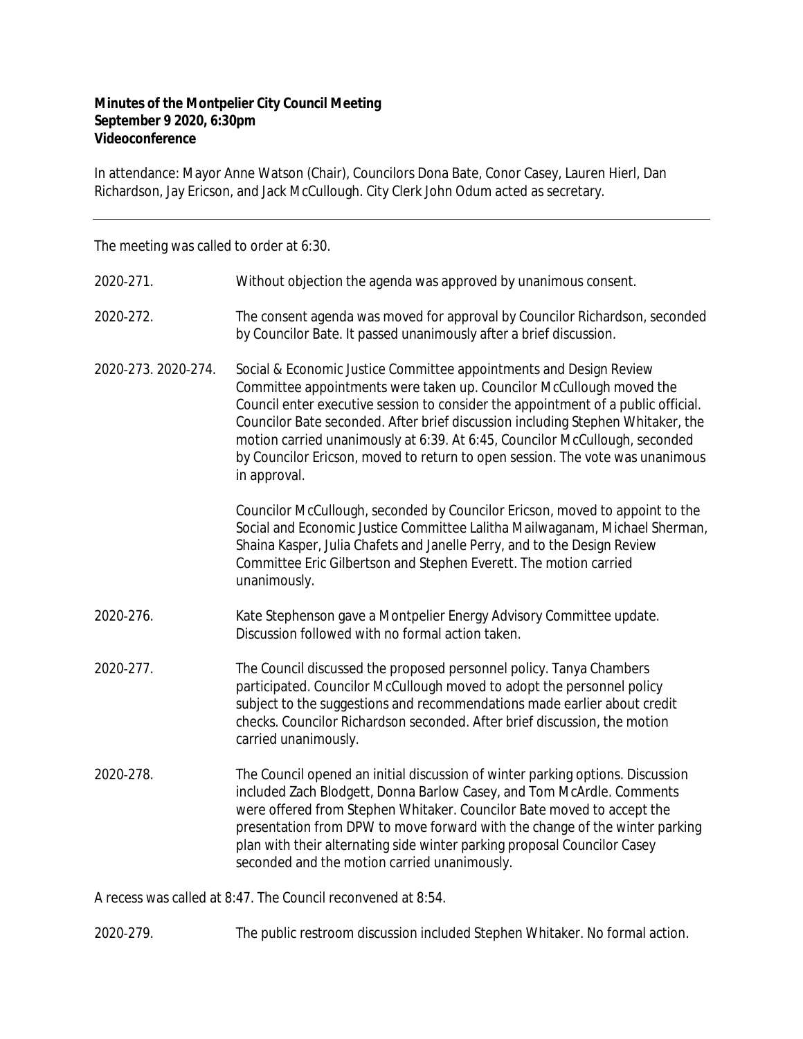**Minutes of the Montpelier City Council Meeting**
**September 9 2020, 6:30pm**
**Videoconference**

In attendance: Mayor Anne Watson (Chair), Councilors Dona Bate, Conor Casey, Lauren Hierl, Dan Richardson, Jay Ericson, and Jack McCullough. City Clerk John Odum acted as secretary.

---

The meeting was called to order at 6:30.

2020-271. Without objection the agenda was approved by unanimous consent.

2020-272. The consent agenda was moved for approval by Councilor Richardson, seconded by Councilor Bate. It passed unanimously after a brief discussion.

2020-273. 2020-274. Social & Economic Justice Committee appointments and Design Review Committee appointments were taken up. Councilor McCullough moved the Council enter executive session to consider the appointment of a public official. Councilor Bate seconded. After brief discussion including Stephen Whitaker, the motion carried unanimously at 6:39. At 6:45, Councilor McCullough, seconded by Councilor Ericson, moved to return to open session. The vote was unanimous in approval.

Councilor McCullough, seconded by Councilor Ericson, moved to appoint to the Social and Economic Justice Committee Lalitha Mailwaganam, Michael Sherman, Shaina Kasper, Julia Chafets and Janelle Perry, and to the Design Review Committee Eric Gilbertson and Stephen Everett. The motion carried unanimously.

2020-276. Kate Stephenson gave a Montpelier Energy Advisory Committee update. Discussion followed with no formal action taken.

2020-277. The Council discussed the proposed personnel policy. Tanya Chambers participated. Councilor McCullough moved to adopt the personnel policy subject to the suggestions and recommendations made earlier about credit checks. Councilor Richardson seconded. After brief discussion, the motion carried unanimously.

2020-278. The Council opened an initial discussion of winter parking options. Discussion included Zach Blodgett, Donna Barlow Casey, and Tom McArdle. Comments were offered from Stephen Whitaker. Councilor Bate moved to accept the presentation from DPW to move forward with the change of the winter parking plan with their alternating side winter parking proposal Councilor Casey seconded and the motion carried unanimously.

A recess was called at 8:47. The Council reconvened at 8:54.

2020-279. The public restroom discussion included Stephen Whitaker. No formal action.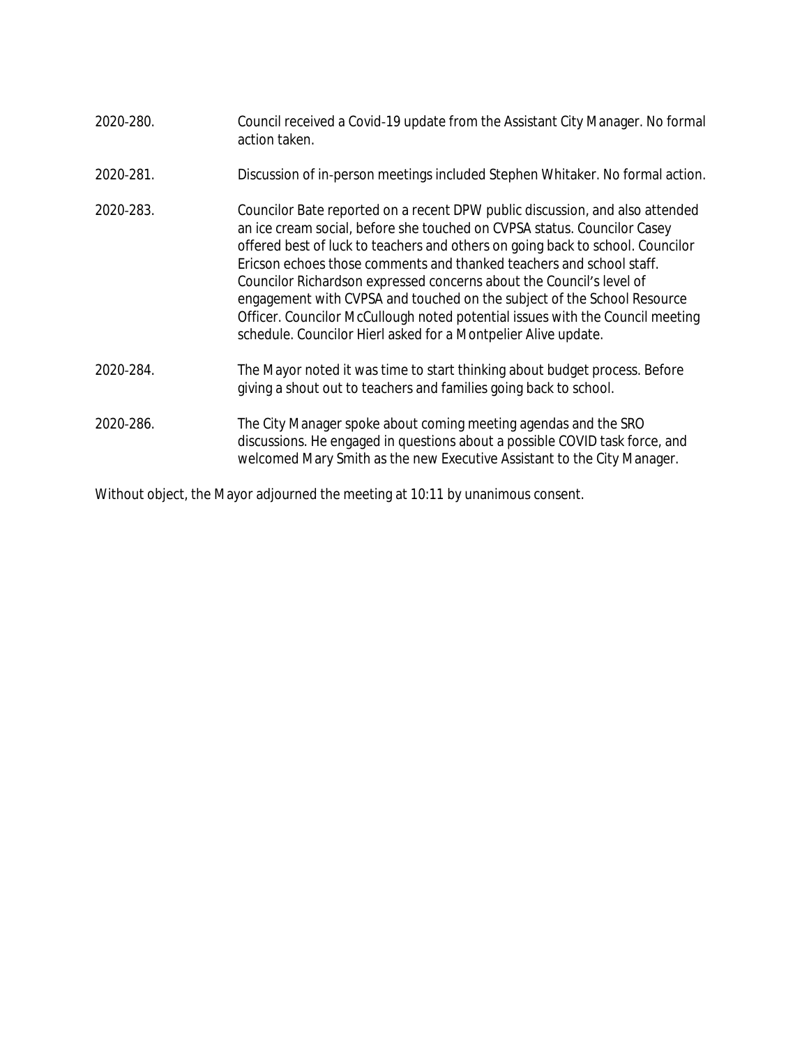2020-280. Council received a Covid-19 update from the Assistant City Manager. No formal action taken.

2020-281. Discussion of in-person meetings included Stephen Whitaker. No formal action.

2020-283. Councilor Bate reported on a recent DPW public discussion, and also attended an ice cream social, before she touched on CVPSA status. Councilor Casey offered best of luck to teachers and others on going back to school. Councilor Ericson echoes those comments and thanked teachers and school staff. Councilor Richardson expressed concerns about the Council's level of engagement with CVPSA and touched on the subject of the School Resource Officer. Councilor McCullough noted potential issues with the Council meeting schedule. Councilor Hierl asked for a Montpelier Alive update.

2020-284. The Mayor noted it was time to start thinking about budget process. Before giving a shout out to teachers and families going back to school.

2020-286. The City Manager spoke about coming meeting agendas and the SRO discussions. He engaged in questions about a possible COVID task force, and welcomed Mary Smith as the new Executive Assistant to the City Manager.

Without object, the Mayor adjourned the meeting at 10:11 by unanimous consent.